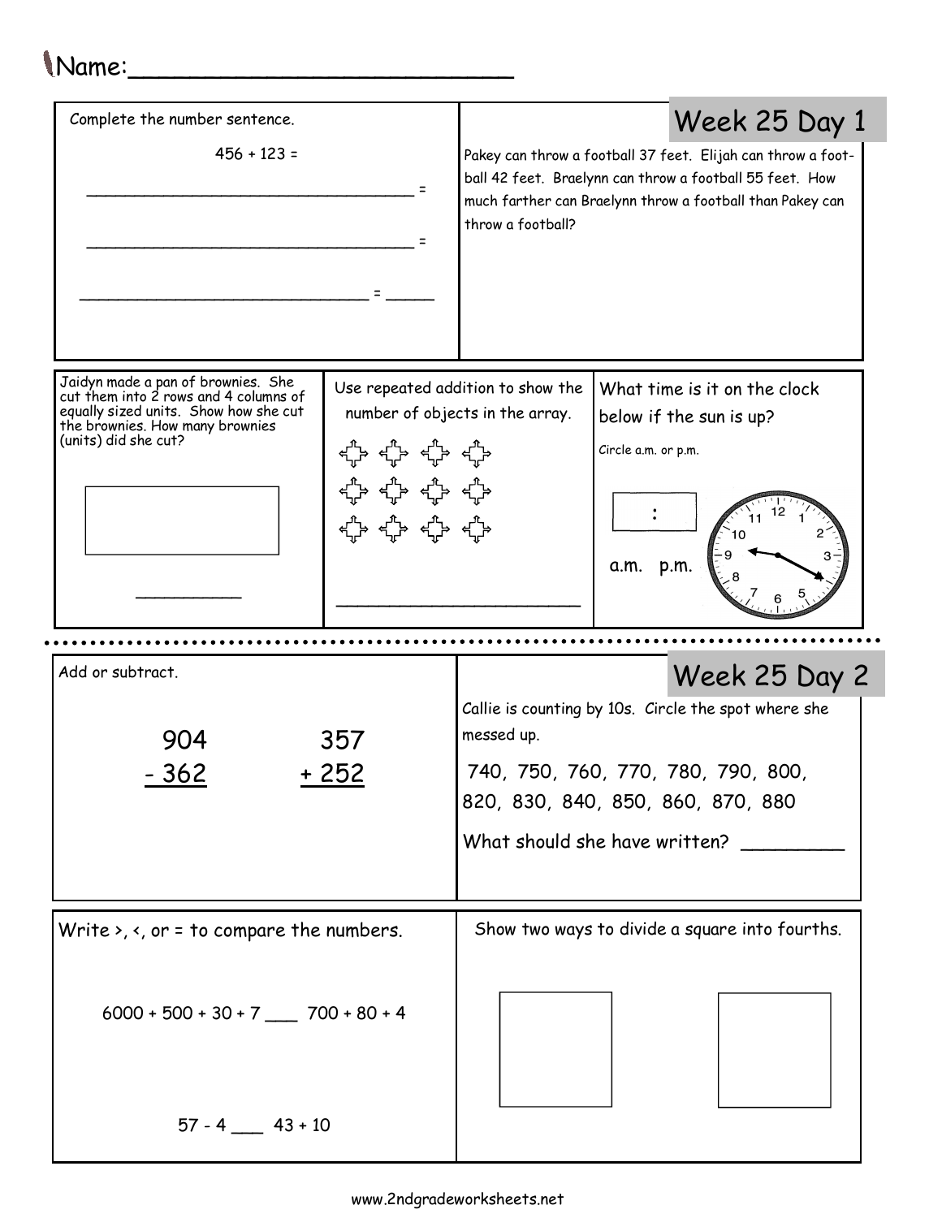Name:___________________________

## Week 25 Day 1

Complete the number sentence.

456 + 123 =

___________________________________ =

___________________________________ =

______________________________ = _____

Pakey can throw a football 37 feet. Elijah can throw a football 42 feet. Braelynn can throw a football 55 feet. How much farther can Braelynn throw a football than Pakey can throw a football?

Jaidyn made a pan of brownies. She cut them into 2 rows and 4 columns of equally sized units. Show how she cut the brownies. How many brownies (units) did she cut?

__________

Use repeated addition to show the number of objects in the array.

________________________

What time is it on the clock below if the sun is up?

Circle a.m. or p.m.

:

a.m. p.m.

## Week 25 Day 2

Add or subtract.

```
  904      357
- 362    + 252
```

Callie is counting by 10s. Circle the spot where she messed up.

740, 750, 760, 770, 780, 790, 800, 820, 830, 840, 850, 860, 870, 880

What should she have written? _________

Write >, <, or = to compare the numbers.

6000 + 500 + 30 + 7 ___ 700 + 80 + 4

57 - 4 ___ 43 + 10

Show two ways to divide a square into fourths.

www.2ndgradeworksheets.net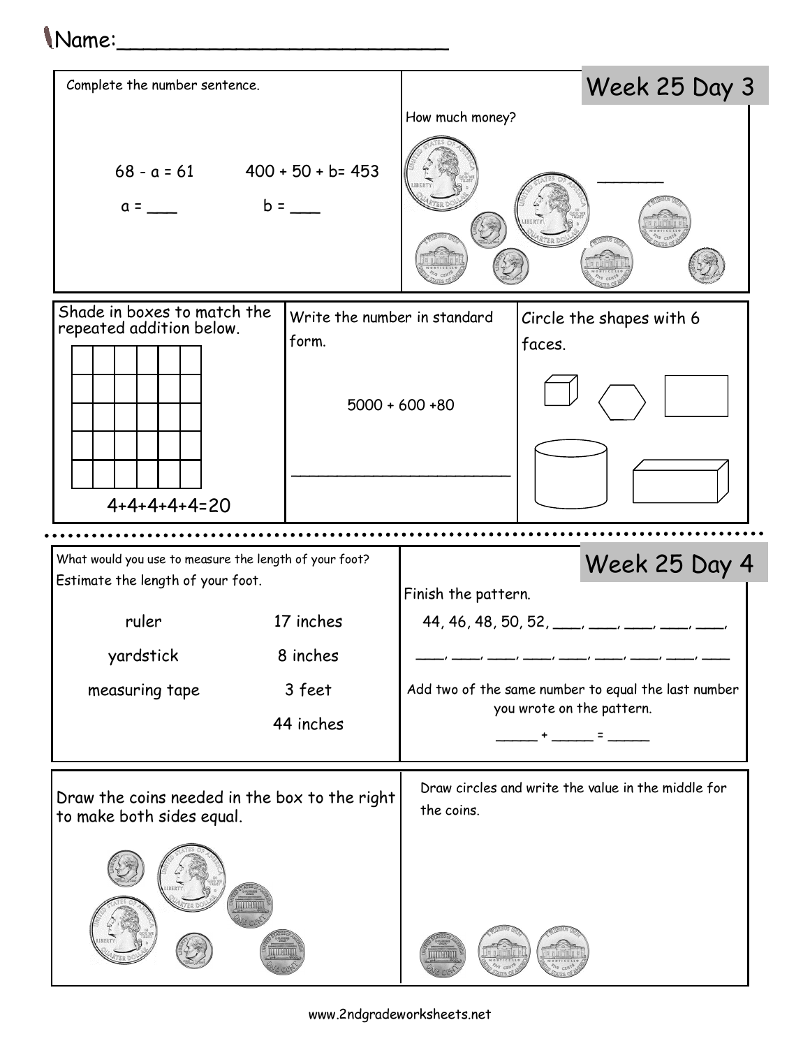Name:\_\_\_\_\_\_\_\_\_\_\_\_\_\_\_\_\_\_\_\_\_\_\_\_\_\_

## Week 25 Day 3

Complete the number sentence.

$68 - a = 61$ $400 + 50 + b = 453$

a = ___ b = ___

How much money?

_______

Shade in boxes to match the repeated addition below.

$4+4+4+4+4=20$

Write the number in standard form.

$5000 + 600 + 80$

_________________________

Circle the shapes with 6 faces.

## Week 25 Day 4

What would you use to measure the length of your foot?
Estimate the length of your foot.

| | |
|---|---|
| ruler | 17 inches |
| yardstick | 8 inches |
| measuring tape | 3 feet |
| | 44 inches |

Finish the pattern.

44, 46, 48, 50, 52, ___, ___, ___, ___, ___,

___, ___, ___, ___, ___, ___, ___, ___, ___

Add two of the same number to equal the last number you wrote on the pattern.

_____ + _____ = _____

Draw the coins needed in the box to the right to make both sides equal.

Draw circles and write the value in the middle for the coins.

www.2ndgradeworksheets.net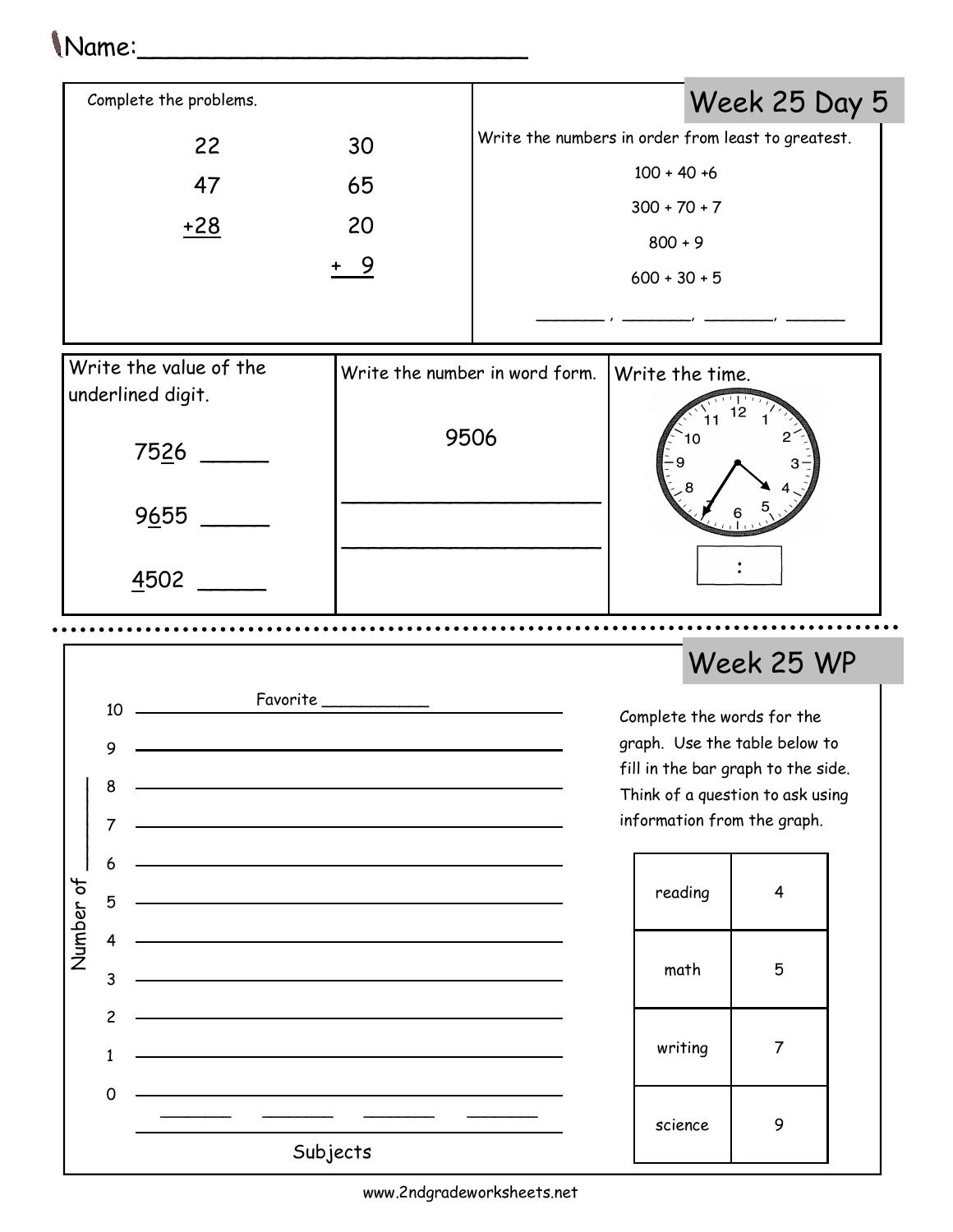Name:________________________

## Week 25 Day 5

Complete the problems.

```
  22        30
  47        65
+28         20
          +  9
```

Write the numbers in order from least to greatest.

100 + 40 +6

300 + 70 + 7

800 + 9

600 + 30 + 5

_______ , _______, _______, _______

Write the value of the underlined digit.

75<u>2</u>6 _____

9<u>6</u>55 _____

<u>4</u>502 _____

Write the number in word form.

9506

______________________

______________________

Write the time.

12, 11, 1, 10, 2, 9, 3, 8, 4, 7, 6, 5

:

## Week 25 WP

Favorite __________

10
9
8
7
6
5
4
3
2
1
0

Number of ______

_______ _______ _______ _______

Subjects

Complete the words for the graph. Use the table below to fill in the bar graph to the side. Think of a question to ask using information from the graph.

| | |
|---|---|
| reading | 4 |
| math | 5 |
| writing | 7 |
| science | 9 |

www.2ndgradeworksheets.net